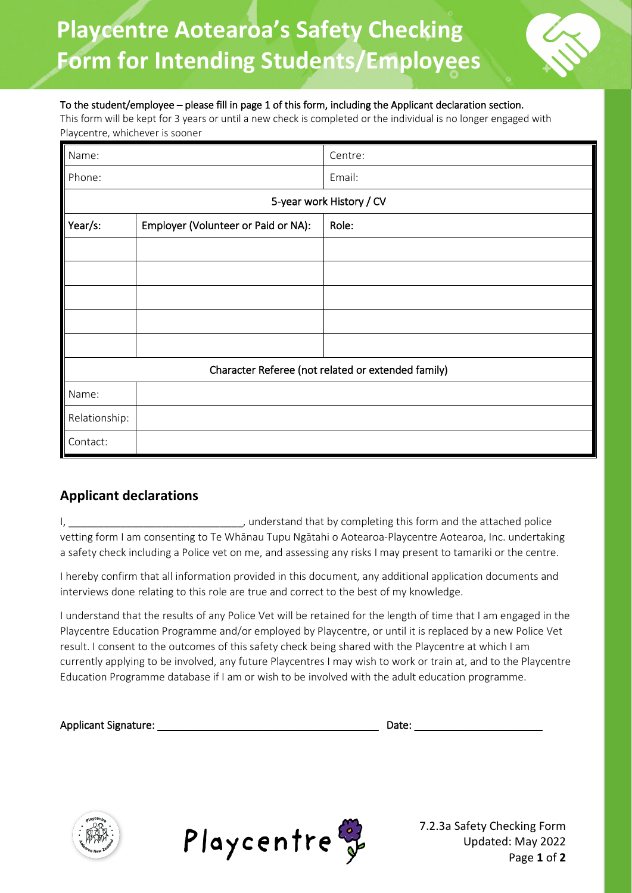# Playcentre Aotearoa's Safety Checking Form for Intending Students/Employees

To the student/employee – please fill in page 1 of this form, including the Applicant declaration section.

This form will be kept for 3 years or until a new check is completed or the individual is no longer engaged with Playcentre, whichever is sooner

| Name: | | Centre: |
|---|---|---|
| Phone: | | Email: |
| **5-year work History / CV** | | |
| **Year/s:** | **Employer (Volunteer or Paid or NA):** | **Role:** |
| | | |
| | | |
| | | |
| | | |
| | | |
| **Character Referee (not related or extended family)** | | |
| Name: | | |
| Relationship: | | |
| Contact: | | |

## Applicant declarations

I, ______________________________, understand that by completing this form and the attached police vetting form I am consenting to Te Whānau Tupu Ngātahi o Aotearoa-Playcentre Aotearoa, Inc. undertaking a safety check including a Police vet on me, and assessing any risks I may present to tamariki or the centre.

I hereby confirm that all information provided in this document, any additional application documents and interviews done relating to this role are true and correct to the best of my knowledge.

I understand that the results of any Police Vet will be retained for the length of time that I am engaged in the Playcentre Education Programme and/or employed by Playcentre, or until it is replaced by a new Police Vet result. I consent to the outcomes of this safety check being shared with the Playcentre at which I am currently applying to be involved, any future Playcentres I may wish to work or train at, and to the Playcentre Education Programme database if I am or wish to be involved with the adult education programme.

Applicant Signature: ______________________________ Date: ____________________

7.2.3a Safety Checking Form
Updated: May 2022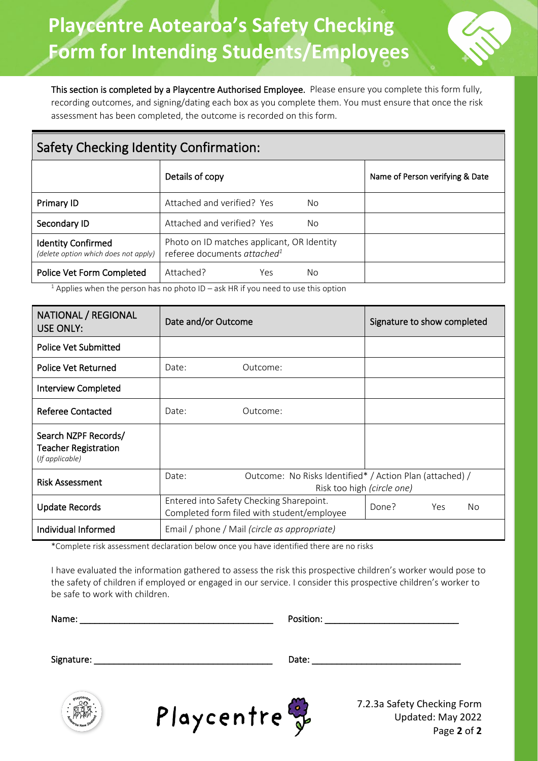# Playcentre Aotearoa's Safety Checking Form for Intending Students/Employees

**This section is completed by a Playcentre Authorised Employee.** Please ensure you complete this form fully, recording outcomes, and signing/dating each box as you complete them. You must ensure that once the risk assessment has been completed, the outcome is recorded on this form.

## Safety Checking Identity Confirmation:

| | Details of copy | Name of Person verifying & Date |
|---|---|---|
| Primary ID | Attached and verified? Yes No | |
| Secondary ID | Attached and verified? Yes No | |
| Identity Confirmed *(delete option which does not apply)* | Photo on ID matches applicant, OR Identity referee documents *attached*[1] | |
| Police Vet Form Completed | Attached? Yes No | |

[1] Applies when the person has no photo ID – ask HR if you need to use this option

| NATIONAL / REGIONAL USE ONLY: | Date and/or Outcome | Signature to show completed |
|---|---|---|
| Police Vet Submitted | | |
| Police Vet Returned | Date: Outcome: | |
| Interview Completed | | |
| Referee Contacted | Date: Outcome: | |
| Search NZPF Records/ Teacher Registration *(If applicable)* | | |
| Risk Assessment | Date: Outcome: No Risks Identified* / Action Plan (attached) / Risk too high *(circle one)* | |
| Update Records | Entered into Safety Checking Sharepoint. Completed form filed with student/employee | Done? Yes No |
| Individual Informed | Email / phone / Mail *(circle as appropriate)* | |

*Complete risk assessment declaration below once you have identified there are no risks

I have evaluated the information gathered to assess the risk this prospective children's worker would pose to the safety of children if employed or engaged in our service. I consider this prospective children's worker to be safe to work with children.

Name: ______________________________ Position: ______________________________

Signature: ______________________________ Date: ______________________________

Playcentre

7.2.3a Safety Checking Form
Updated: May 2022